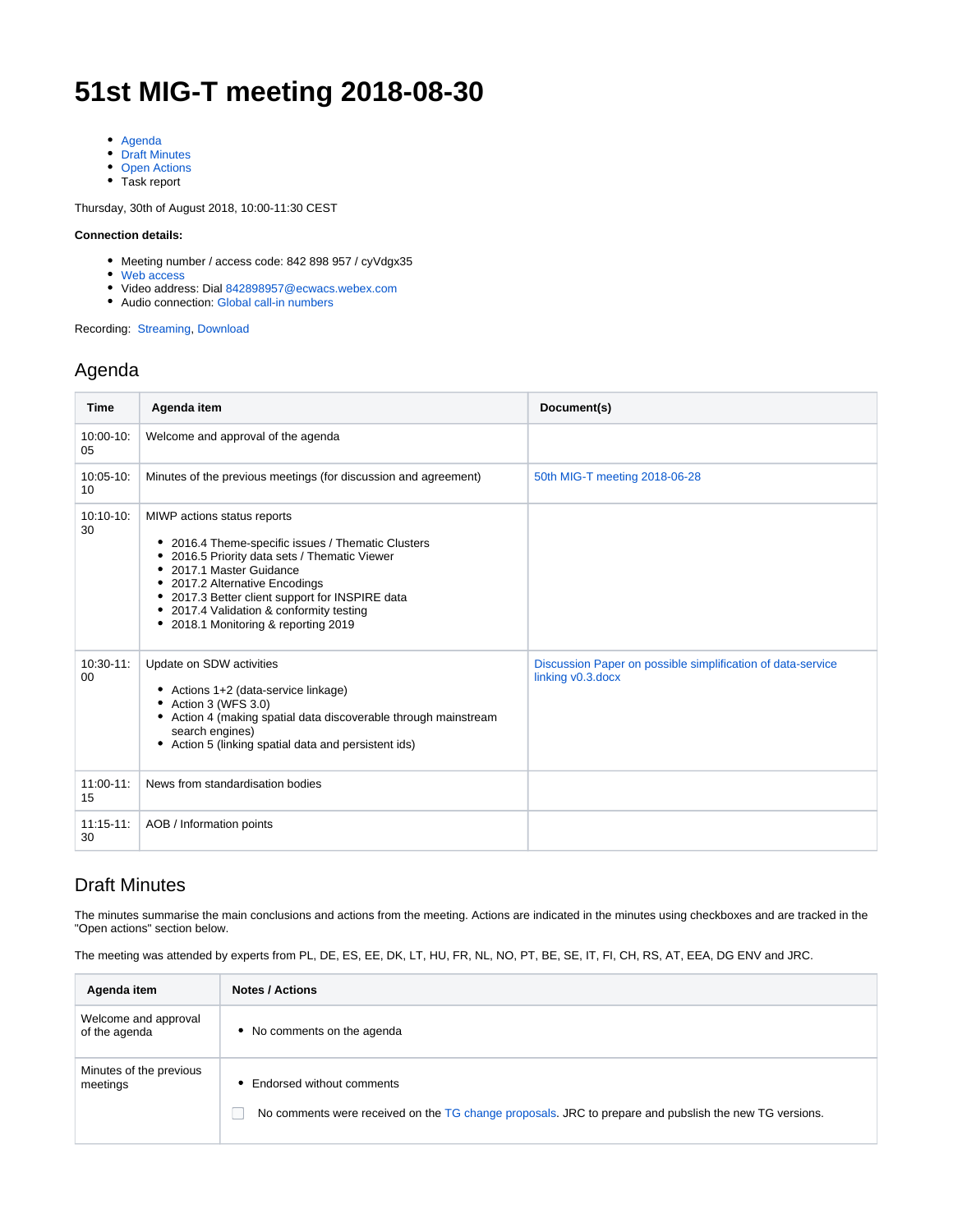# 51st MIG-T meeting 2018-08-30

- Agenda
- Draft Minutes
- Open Actions
- Task report

Thursday, 30th of August 2018, 10:00-11:30 CEST

**Connection details:**

- Meeting number / access code: 842 898 957 / cyVdgx35
- Web access
- Video address: Dial 842898957@ecwacs.webex.com
- Audio connection: Global call-in numbers

Recording: Streaming, Download

## Agenda

| Time | Agenda item | Document(s) |
|---|---|---|
| 10:00-10:05 | Welcome and approval of the agenda | |
| 10:05-10:10 | Minutes of the previous meetings (for discussion and agreement) | 50th MIG-T meeting 2018-06-28 |
| 10:10-10:30 | MIWP actions status reports<br>• 2016.4 Theme-specific issues / Thematic Clusters<br>• 2016.5 Priority data sets / Thematic Viewer<br>• 2017.1 Master Guidance<br>• 2017.2 Alternative Encodings<br>• 2017.3 Better client support for INSPIRE data<br>• 2017.4 Validation & conformity testing<br>• 2018.1 Monitoring & reporting 2019 | |
| 10:30-11:00 | Update on SDW activities<br>• Actions 1+2 (data-service linkage)<br>• Action 3 (WFS 3.0)<br>• Action 4 (making spatial data discoverable through mainstream search engines)<br>• Action 5 (linking spatial data and persistent ids) | Discussion Paper on possible simplification of data-service linking v0.3.docx |
| 11:00-11:15 | News from standardisation bodies | |
| 11:15-11:30 | AOB / Information points | |

## Draft Minutes

The minutes summarise the main conclusions and actions from the meeting. Actions are indicated in the minutes using checkboxes and are tracked in the "Open actions" section below.

The meeting was attended by experts from PL, DE, ES, EE, DK, LT, HU, FR, NL, NO, PT, BE, SE, IT, FI, CH, RS, AT, EEA, DG ENV and JRC.

| Agenda item | Notes / Actions |
|---|---|
| Welcome and approval of the agenda | • No comments on the agenda |
| Minutes of the previous meetings | • Endorsed without comments<br>☐ No comments were received on the TG change proposals. JRC to prepare and pubslish the new TG versions. |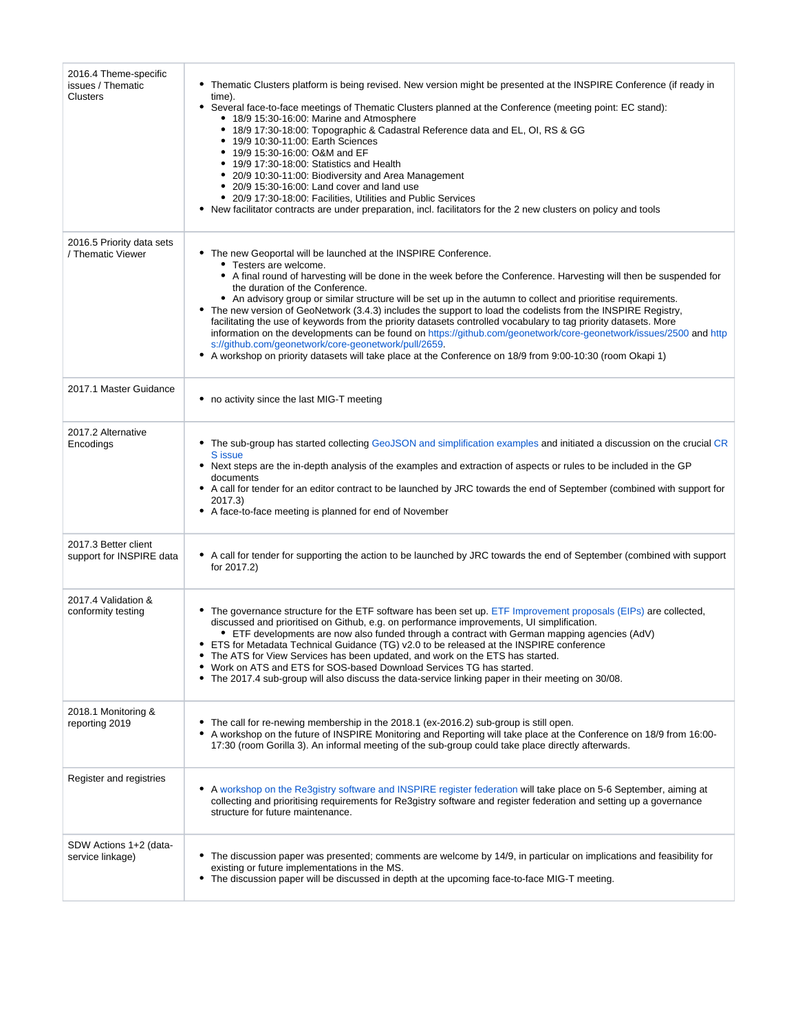| | |
|---|---|
| 2016.4 Theme-specific issues / Thematic Clusters | • Thematic Clusters platform is being revised. New version might be presented at the INSPIRE Conference (if ready in time).<br>• Several face-to-face meetings of Thematic Clusters planned at the Conference (meeting point: EC stand):<br>&nbsp;&nbsp;• 18/9 15:30-16:00: Marine and Atmosphere<br>&nbsp;&nbsp;• 18/9 17:30-18:00: Topographic & Cadastral Reference data and EL, OI, RS & GG<br>&nbsp;&nbsp;• 19/9 10:30-11:00: Earth Sciences<br>&nbsp;&nbsp;• 19/9 15:30-16:00: O&M and EF<br>&nbsp;&nbsp;• 19/9 17:30-18:00: Statistics and Health<br>&nbsp;&nbsp;• 20/9 10:30-11:00: Biodiversity and Area Management<br>&nbsp;&nbsp;• 20/9 15:30-16:00: Land cover and land use<br>&nbsp;&nbsp;• 20/9 17:30-18:00: Facilities, Utilities and Public Services<br>• New facilitator contracts are under preparation, incl. facilitators for the 2 new clusters on policy and tools |
| 2016.5 Priority data sets / Thematic Viewer | • The new Geoportal will be launched at the INSPIRE Conference.<br>&nbsp;&nbsp;• Testers are welcome.<br>&nbsp;&nbsp;• A final round of harvesting will be done in the week before the Conference. Harvesting will then be suspended for the duration of the Conference.<br>&nbsp;&nbsp;• An advisory group or similar structure will be set up in the autumn to collect and prioritise requirements.<br>• The new version of GeoNetwork (3.4.3) includes the support to load the codelists from the INSPIRE Registry, facilitating the use of keywords from the priority datasets controlled vocabulary to tag priority datasets. More information on the developments can be found on https://github.com/geonetwork/core-geonetwork/issues/2500 and https://github.com/geonetwork/core-geonetwork/pull/2659.<br>• A workshop on priority datasets will take place at the Conference on 18/9 from 9:00-10:30 (room Okapi 1) |
| 2017.1 Master Guidance | • no activity since the last MIG-T meeting |
| 2017.2 Alternative Encodings | • The sub-group has started collecting GeoJSON and simplification examples and initiated a discussion on the crucial CRS issue<br>• Next steps are the in-depth analysis of the examples and extraction of aspects or rules to be included in the GP documents<br>• A call for tender for an editor contract to be launched by JRC towards the end of September (combined with support for 2017.3)<br>• A face-to-face meeting is planned for end of November |
| 2017.3 Better client support for INSPIRE data | • A call for tender for supporting the action to be launched by JRC towards the end of September (combined with support for 2017.2) |
| 2017.4 Validation & conformity testing | • The governance structure for the ETF software has been set up. ETF Improvement proposals (EIPs) are collected, discussed and prioritised on Github, e.g. on performance improvements, UI simplification.<br>&nbsp;&nbsp;• ETF developments are now also funded through a contract with German mapping agencies (AdV)<br>• ETS for Metadata Technical Guidance (TG) v2.0 to be released at the INSPIRE conference<br>• The ATS for View Services has been updated, and work on the ETS has started.<br>• Work on ATS and ETS for SOS-based Download Services TG has started.<br>• The 2017.4 sub-group will also discuss the data-service linking paper in their meeting on 30/08. |
| 2018.1 Monitoring & reporting 2019 | • The call for re-newing membership in the 2018.1 (ex-2016.2) sub-group is still open.<br>• A workshop on the future of INSPIRE Monitoring and Reporting will take place at the Conference on 18/9 from 16:00-17:30 (room Gorilla 3). An informal meeting of the sub-group could take place directly afterwards. |
| Register and registries | • A workshop on the Re3gistry software and INSPIRE register federation will take place on 5-6 September, aiming at collecting and prioritising requirements for Re3gistry software and register federation and setting up a governance structure for future maintenance. |
| SDW Actions 1+2 (data-service linkage) | • The discussion paper was presented; comments are welcome by 14/9, in particular on implications and feasibility for existing or future implementations in the MS.<br>• The discussion paper will be discussed in depth at the upcoming face-to-face MIG-T meeting. |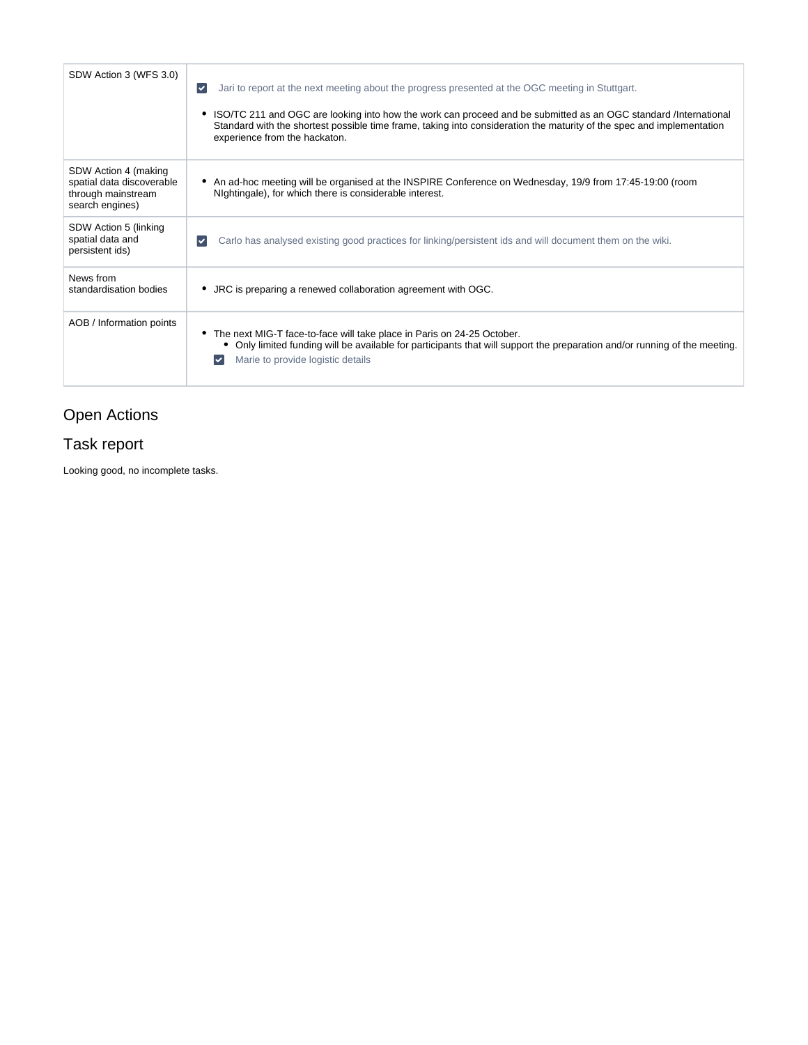| | |
|---|---|
| SDW Action 3 (WFS 3.0) | - [x] Jari to report at the next meeting about the progress presented at the OGC meeting in Stuttgart.<br><br>• ISO/TC 211 and OGC are looking into how the work can proceed and be submitted as an OGC standard /International Standard with the shortest possible time frame, taking into consideration the maturity of the spec and implementation experience from the hackaton. |
| SDW Action 4 (making spatial data discoverable through mainstream search engines) | • An ad-hoc meeting will be organised at the INSPIRE Conference on Wednesday, 19/9 from 17:45-19:00 (room NIghtingale), for which there is considerable interest. |
| SDW Action 5 (linking spatial data and persistent ids) | - [x] Carlo has analysed existing good practices for linking/persistent ids and will document them on the wiki. |
| News from standardisation bodies | • JRC is preparing a renewed collaboration agreement with OGC. |
| AOB / Information points | • The next MIG-T face-to-face will take place in Paris on 24-25 October.<br>&nbsp;&nbsp;&nbsp;&nbsp;• Only limited funding will be available for participants that will support the preparation and/or running of the meeting.<br>- [x] Marie to provide logistic details |

## Open Actions

## Task report

Looking good, no incomplete tasks.